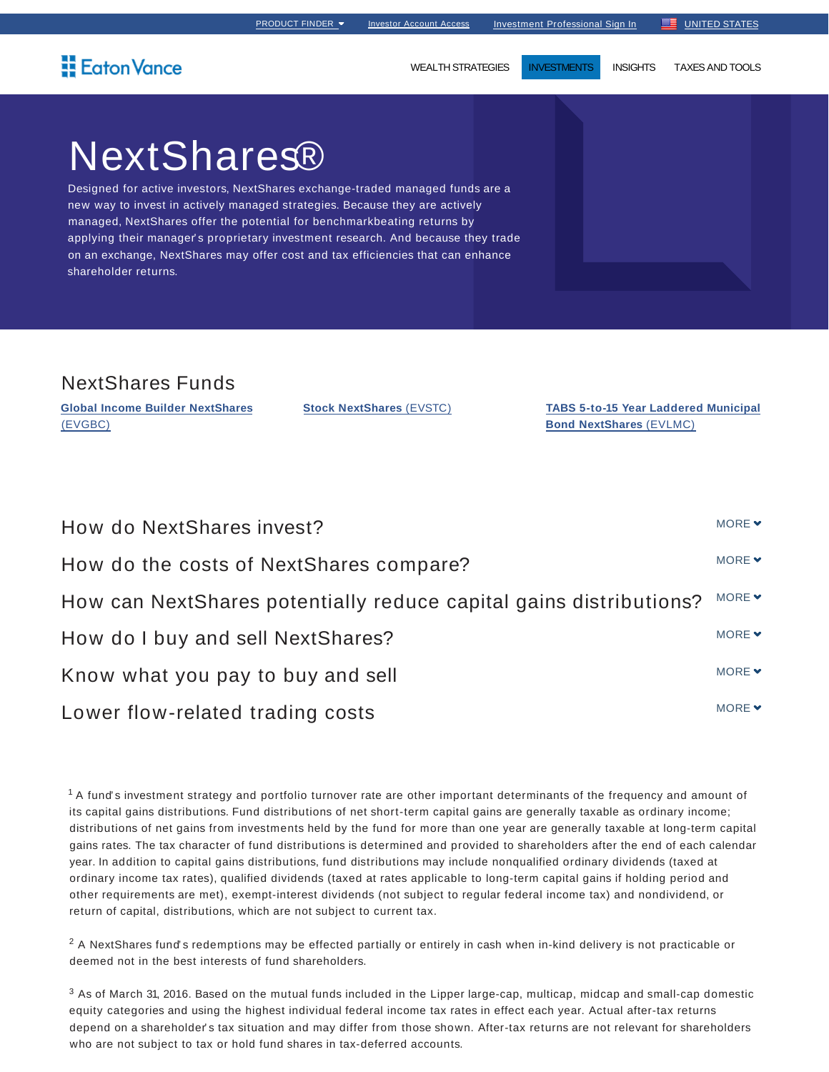PRODUCT FINDER | Investor Account Access | Investment Professional Sign In | UNITED STATES

Eaton Vance

WEALTH STRATEGIES | INVESTMENTS | INSIGHTS | TAXES AND TOOLS

# NextShares®

Designed for active investors, NextShares exchange-traded managed funds are a new way to invest in actively managed strategies. Because they are actively managed, NextShares offer the potential for benchmarkbeating returns by applying their manager's proprietary investment research. And because they trade on an exchange, NextShares may offer cost and tax efficiencies that can enhance shareholder returns.

## NextShares Funds

**Global Income Builder NextShares** (EVGBC)

**Stock NextShares** (EVSTC)

**TABS 5-to-15 Year Laddered Municipal Bond NextShares** (EVLMC)

## How do NextShares invest?

MORE

## How do the costs of NextShares compare?

MORE

## How can NextShares potentially reduce capital gains distributions?

MORE

## How do I buy and sell NextShares?

MORE

## Know what you pay to buy and sell

MORE

## Lower flow-related trading costs

MORE

[1] A fund's investment strategy and portfolio turnover rate are other important determinants of the frequency and amount of its capital gains distributions. Fund distributions of net short-term capital gains are generally taxable as ordinary income; distributions of net gains from investments held by the fund for more than one year are generally taxable at long-term capital gains rates. The tax character of fund distributions is determined and provided to shareholders after the end of each calendar year. In addition to capital gains distributions, fund distributions may include nonqualified ordinary dividends (taxed at ordinary income tax rates), qualified dividends (taxed at rates applicable to long-term capital gains if holding period and other requirements are met), exempt-interest dividends (not subject to regular federal income tax) and nondividend, or return of capital, distributions, which are not subject to current tax.

[2] A NextShares fund's redemptions may be effected partially or entirely in cash when in-kind delivery is not practicable or deemed not in the best interests of fund shareholders.

[3] As of March 31, 2016. Based on the mutual funds included in the Lipper large-cap, multicap, midcap and small-cap domestic equity categories and using the highest individual federal income tax rates in effect each year. Actual after-tax returns depend on a shareholder's tax situation and may differ from those shown. After-tax returns are not relevant for shareholders who are not subject to tax or hold fund shares in tax-deferred accounts.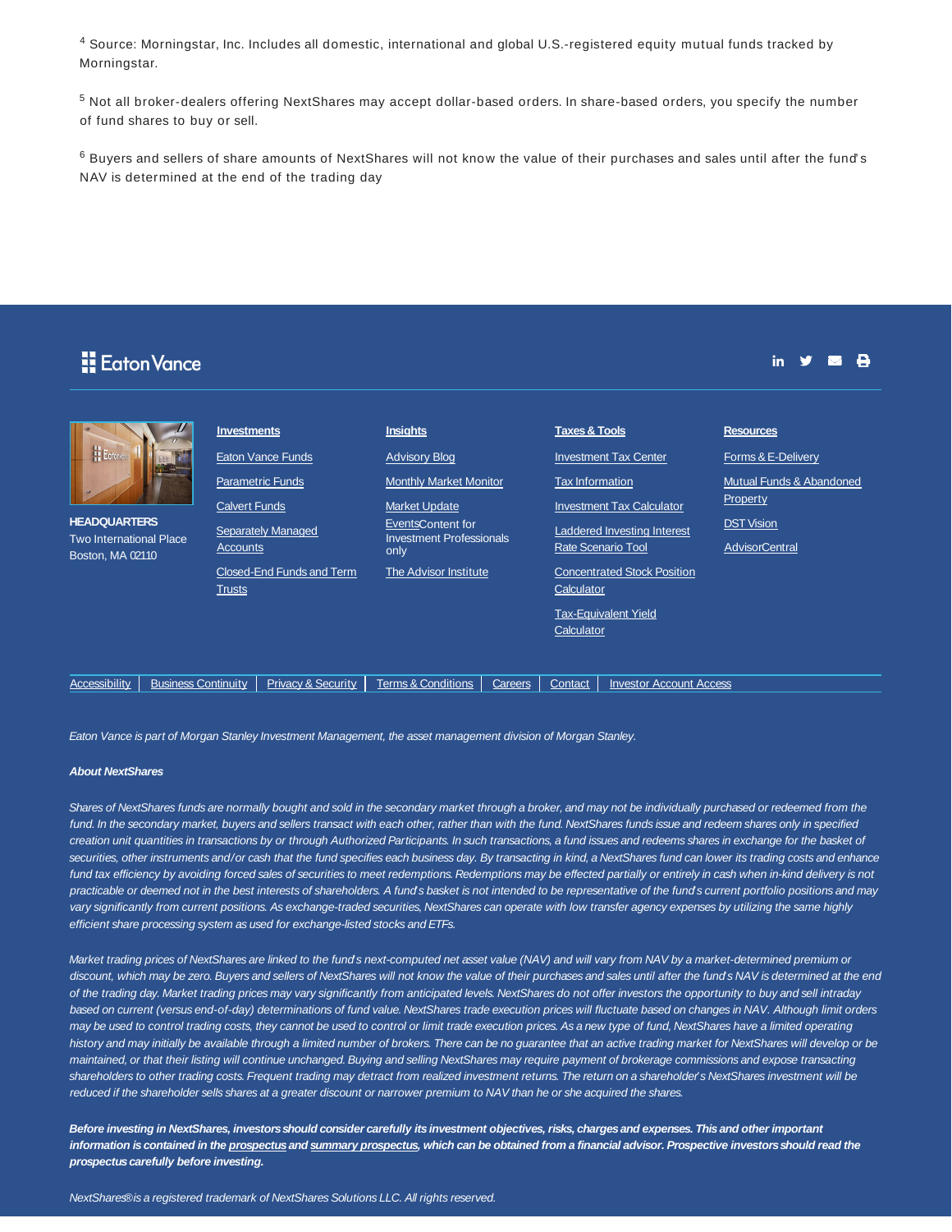[4] Source: Morningstar, Inc. Includes all domestic, international and global U.S.-registered equity mutual funds tracked by Morningstar.

[5] Not all broker-dealers offering NextShares may accept dollar-based orders. In share-based orders, you specify the number of fund shares to buy or sell.

[6] Buyers and sellers of share amounts of NextShares will not know the value of their purchases and sales until after the fund's NAV is determined at the end of the trading day

Eaton Vance

**HEADQUARTERS**
Two International Place
Boston, MA 02110

**Investments**

- Eaton Vance Funds
- Parametric Funds
- Calvert Funds
- Separately Managed Accounts
- Closed-End Funds and Term Trusts

**Insights**

- Advisory Blog
- Monthly Market Monitor
- Market Update
- Events Content for Investment Professionals only
- The Advisor Institute

**Taxes & Tools**

- Investment Tax Center
- Tax Information
- Investment Tax Calculator
- Laddered Investing Interest Rate Scenario Tool
- Concentrated Stock Position Calculator
- Tax-Equivalent Yield Calculator

**Resources**

- Forms & E-Delivery
- Mutual Funds & Abandoned Property
- DST Vision
- AdvisorCentral

Accessibility | Business Continuity | Privacy & Security | Terms & Conditions | Careers | Contact | Investor Account Access

*Eaton Vance is part of Morgan Stanley Investment Management, the asset management division of Morgan Stanley.*

***About NextShares***

*Shares of NextShares funds are normally bought and sold in the secondary market through a broker, and may not be individually purchased or redeemed from the fund. In the secondary market, buyers and sellers transact with each other, rather than with the fund. NextShares funds issue and redeem shares only in specified creation unit quantities in transactions by or through Authorized Participants. In such transactions, a fund issues and redeems shares in exchange for the basket of securities, other instruments and/or cash that the fund specifies each business day. By transacting in kind, a NextShares fund can lower its trading costs and enhance fund tax efficiency by avoiding forced sales of securities to meet redemptions. Redemptions may be effected partially or entirely in cash when in-kind delivery is not practicable or deemed not in the best interests of shareholders. A fund's basket is not intended to be representative of the fund's current portfolio positions and may vary significantly from current positions. As exchange-traded securities, NextShares can operate with low transfer agency expenses by utilizing the same highly efficient share processing system as used for exchange-listed stocks and ETFs.*

*Market trading prices of NextShares are linked to the fund's next-computed net asset value (NAV) and will vary from NAV by a market-determined premium or discount, which may be zero. Buyers and sellers of NextShares will not know the value of their purchases and sales until after the fund's NAV is determined at the end of the trading day. Market trading prices may vary significantly from anticipated levels. NextShares do not offer investors the opportunity to buy and sell intraday based on current (versus end-of-day) determinations of fund value. NextShares trade execution prices will fluctuate based on changes in NAV. Although limit orders may be used to control trading costs, they cannot be used to control or limit trade execution prices. As a new type of fund, NextShares have a limited operating history and may initially be available through a limited number of brokers. There can be no guarantee that an active trading market for NextShares will develop or be maintained, or that their listing will continue unchanged. Buying and selling NextShares may require payment of brokerage commissions and expose transacting shareholders to other trading costs. Frequent trading may detract from realized investment returns. The return on a shareholder's NextShares investment will be reduced if the shareholder sells shares at a greater discount or narrower premium to NAV than he or she acquired the shares.*

***Before investing in NextShares, investors should consider carefully its investment objectives, risks, charges and expenses. This and other important information is contained in the prospectus and summary prospectus, which can be obtained from a financial advisor. Prospective investors should read the prospectus carefully before investing.***

*NextShares® is a registered trademark of NextShares Solutions LLC. All rights reserved.*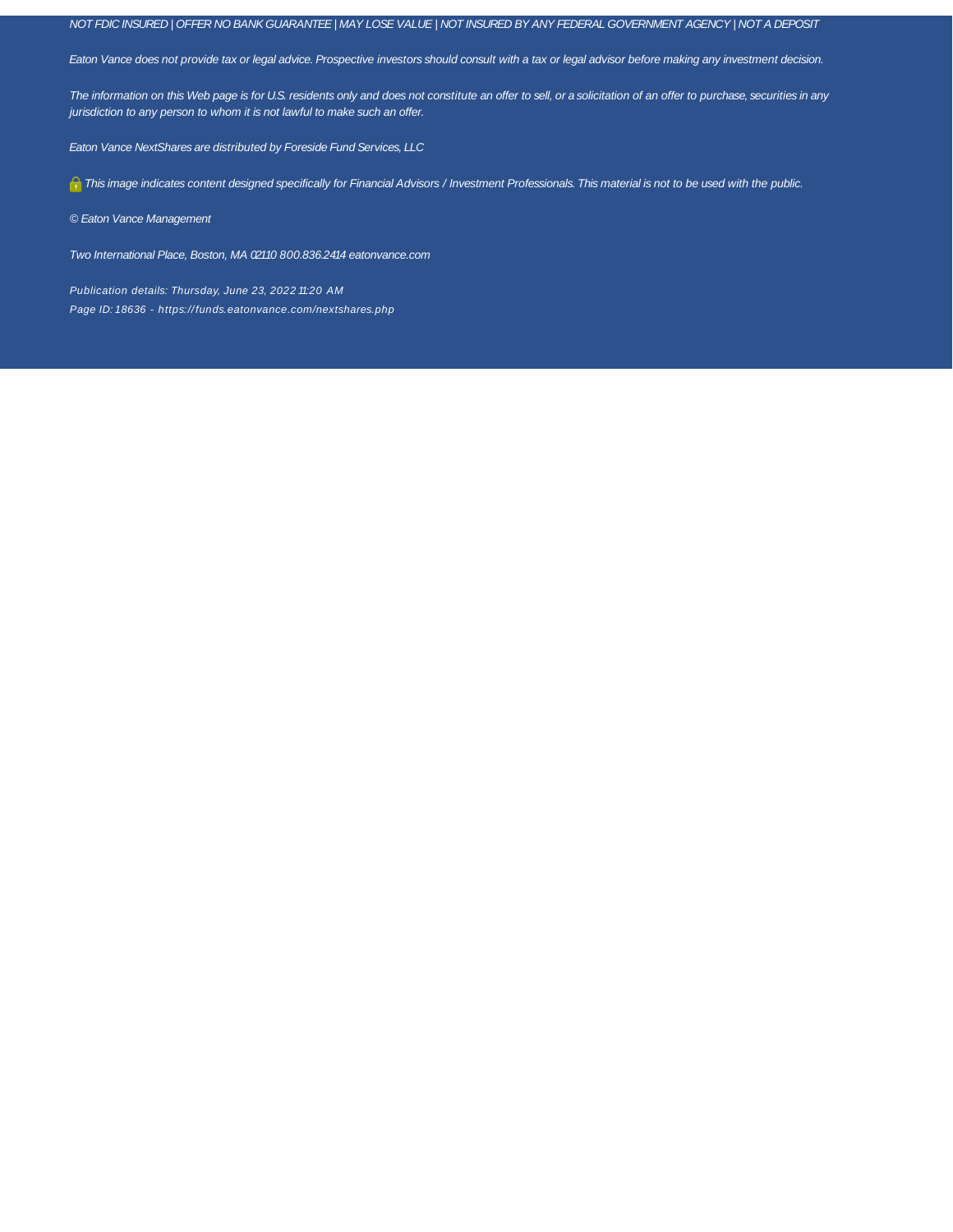*NOT FDIC INSURED | OFFER NO BANK GUARANTEE | MAY LOSE VALUE | NOT INSURED BY ANY FEDERAL GOVERNMENT AGENCY | NOT A DEPOSIT*

*Eaton Vance does not provide tax or legal advice. Prospective investors should consult with a tax or legal advisor before making any investment decision.*

*The information on this Web page is for U.S. residents only and does not constitute an offer to sell, or a solicitation of an offer to purchase, securities in any jurisdiction to any person to whom it is not lawful to make such an offer.*

*Eaton Vance NextShares are distributed by Foreside Fund Services, LLC*

*This image indicates content designed specifically for Financial Advisors / Investment Professionals. This material is not to be used with the public.*

*© Eaton Vance Management*

*Two International Place, Boston, MA 02110 800.836.2414 eatonvance.com*

*Publication details: Thursday, June 23, 2022 11:20 AM*
*Page ID: 18636 - https://funds.eatonvance.com/nextshares.php*